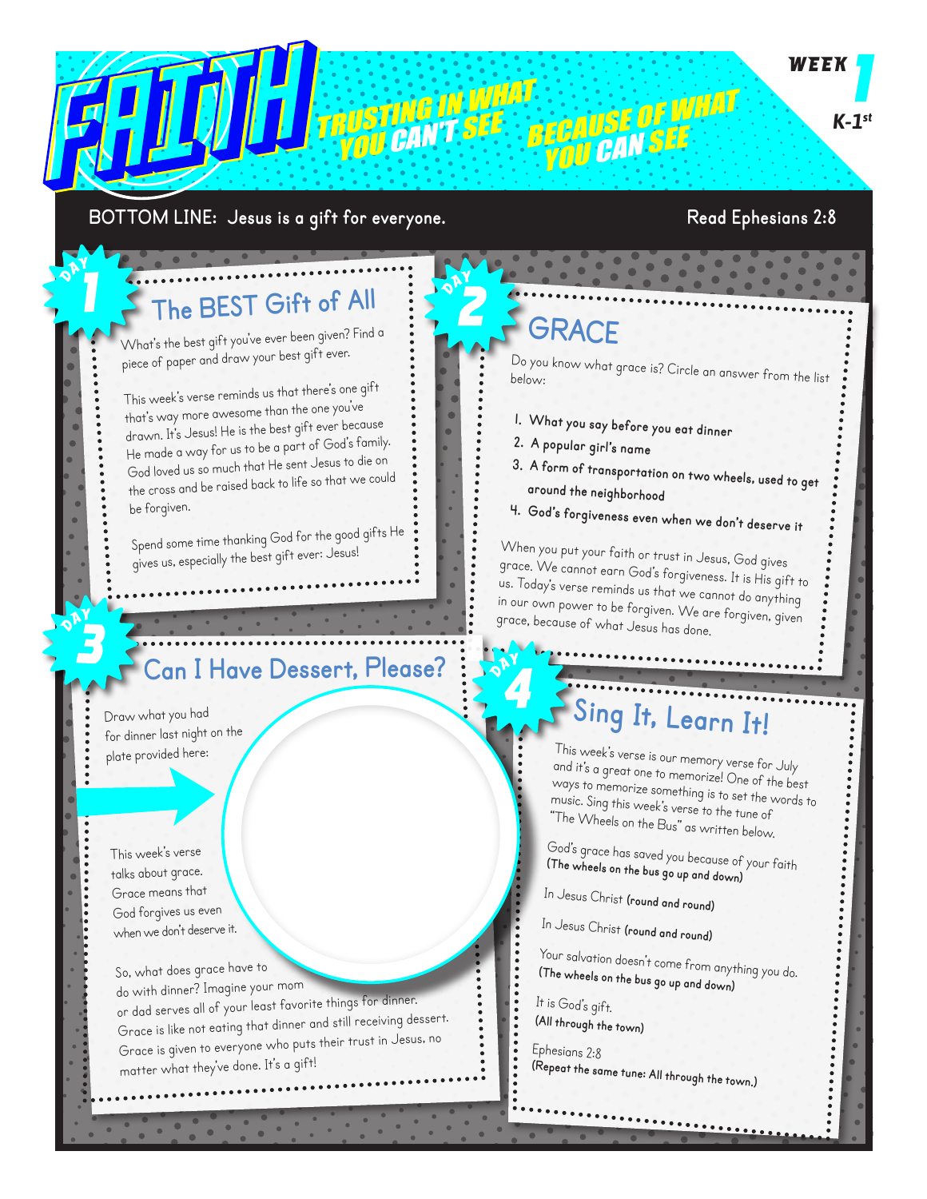# FAITH

TRUSTING IN WHAT YOU CAN'T SEE BECAUSE OF WHAT YOU CAN SEE

WEEK 1

K-1st

BOTTOM LINE: Jesus is a gift for everyone.

Read Ephesians 2:8

## DAY 1

### The BEST Gift of All

What's the best gift you've ever been given? Find a piece of paper and draw your best gift ever.

This week's verse reminds us that there's one gift that's way more awesome than the one you've drawn. It's Jesus! He is the best gift ever because He made a way for us to be a part of God's family. God loved us so much that He sent Jesus to die on the cross and be raised back to life so that we could be forgiven.

Spend some time thanking God for the good gifts He gives us, especially the best gift ever: Jesus!

## DAY 2

### GRACE

Do you know what grace is? Circle an answer from the list below:

1. What you say before you eat dinner
2. A popular girl's name
3. A form of transportation on two wheels, used to get around the neighborhood
4. God's forgiveness even when we don't deserve it

When you put your faith or trust in Jesus, God gives grace. We cannot earn God's forgiveness. It is His gift to us. Today's verse reminds us that we cannot do anything in our own power to be forgiven. We are forgiven, given grace, because of what Jesus has done.

## DAY 3

### Can I Have Dessert, Please?

Draw what you had for dinner last night on the plate provided here:

This week's verse talks about grace. Grace means that God forgives us even when we don't deserve it.

So, what does grace have to do with dinner? Imagine your mom or dad serves all of your least favorite things for dinner. Grace is like not eating that dinner and still receiving dessert. Grace is given to everyone who puts their trust in Jesus, no matter what they've done. It's a gift!

## DAY 4

### Sing It, Learn It!

This week's verse is our memory verse for July and it's a great one to memorize! One of the best ways to memorize something is to set the words to music. Sing this week's verse to the tune of "The Wheels on the Bus" as written below.

God's grace has saved you because of your faith
**(The wheels on the bus go up and down)**

In Jesus Christ **(round and round)**

In Jesus Christ **(round and round)**

Your salvation doesn't come from anything you do.
**(The wheels on the bus go up and down)**

It is God's gift.
**(All through the town)**

Ephesians 2:8
**(Repeat the same tune: All through the town.)**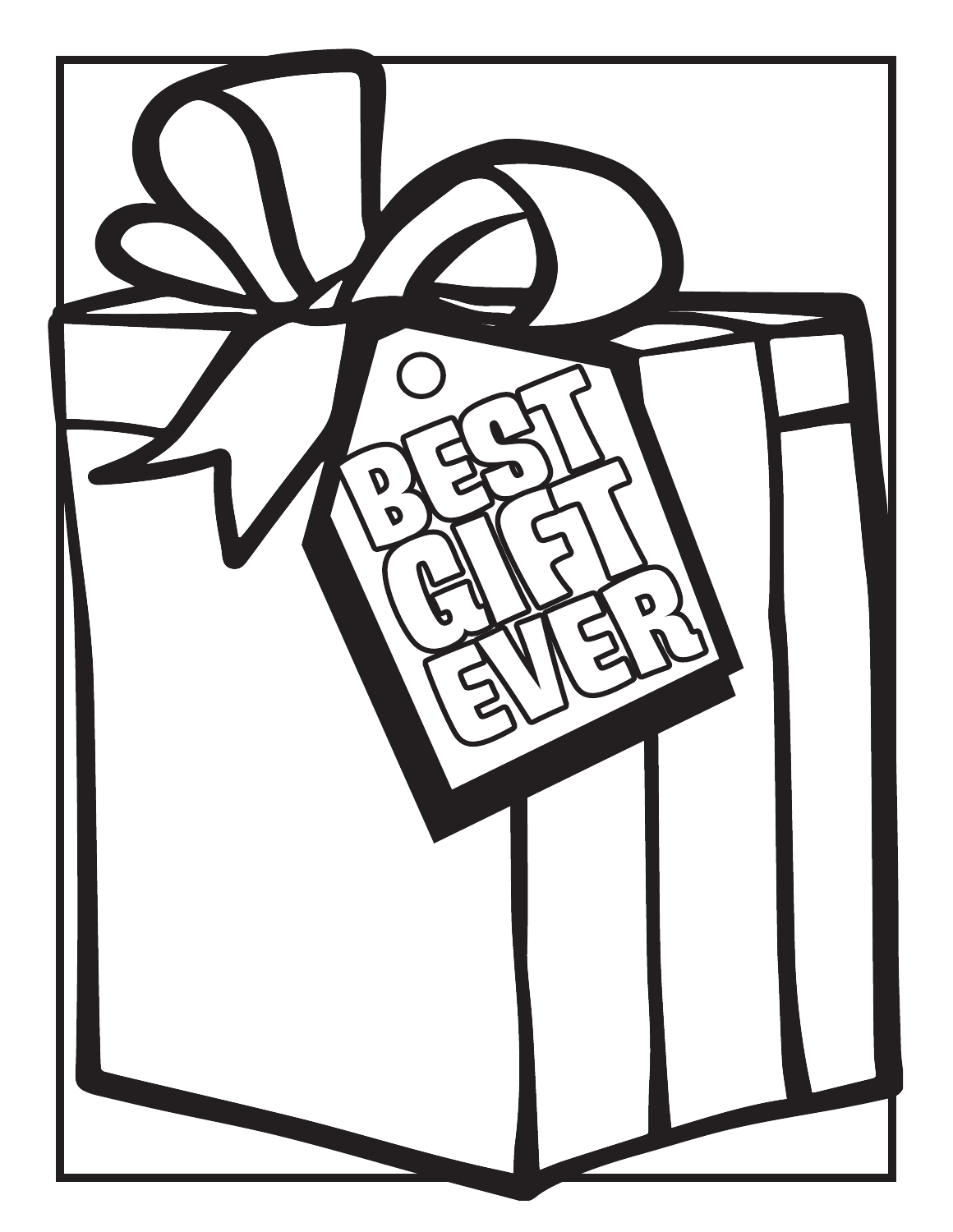BEST GIFT EVER